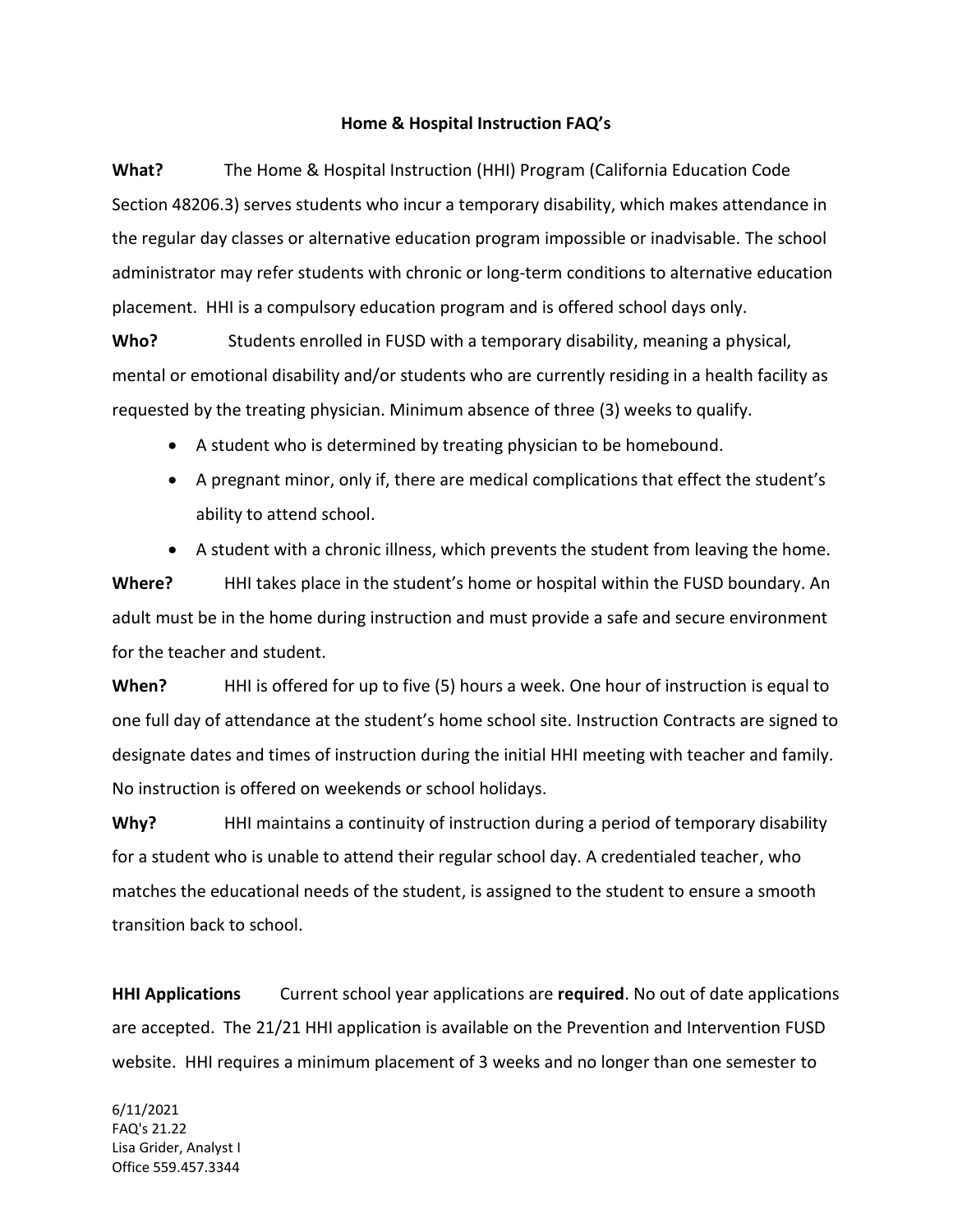# Home & Hospital Instruction FAQ's

**What?** The Home & Hospital Instruction (HHI) Program (California Education Code Section 48206.3) serves students who incur a temporary disability, which makes attendance in the regular day classes or alternative education program impossible or inadvisable. The school administrator may refer students with chronic or long-term conditions to alternative education placement. HHI is a compulsory education program and is offered school days only.

**Who?** Students enrolled in FUSD with a temporary disability, meaning a physical, mental or emotional disability and/or students who are currently residing in a health facility as requested by the treating physician. Minimum absence of three (3) weeks to qualify.

- A student who is determined by treating physician to be homebound.
- A pregnant minor, only if, there are medical complications that effect the student's ability to attend school.
- A student with a chronic illness, which prevents the student from leaving the home.

**Where?** HHI takes place in the student's home or hospital within the FUSD boundary. An adult must be in the home during instruction and must provide a safe and secure environment for the teacher and student.

**When?** HHI is offered for up to five (5) hours a week. One hour of instruction is equal to one full day of attendance at the student's home school site. Instruction Contracts are signed to designate dates and times of instruction during the initial HHI meeting with teacher and family. No instruction is offered on weekends or school holidays.

**Why?** HHI maintains a continuity of instruction during a period of temporary disability for a student who is unable to attend their regular school day. A credentialed teacher, who matches the educational needs of the student, is assigned to the student to ensure a smooth transition back to school.

**HHI Applications** Current school year applications are **required**. No out of date applications are accepted. The 21/21 HHI application is available on the Prevention and Intervention FUSD website. HHI requires a minimum placement of 3 weeks and no longer than one semester to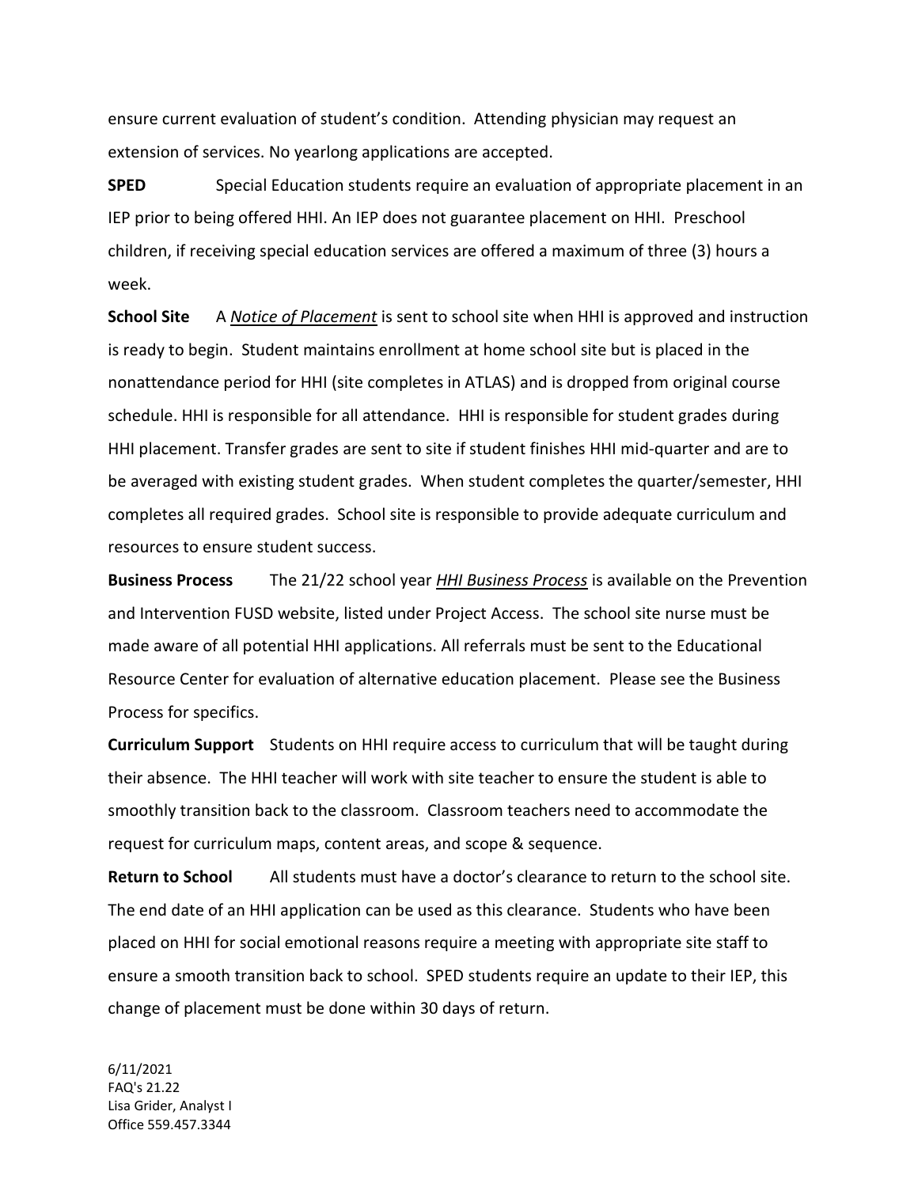ensure current evaluation of student's condition. Attending physician may request an extension of services. No yearlong applications are accepted.

**SPED** Special Education students require an evaluation of appropriate placement in an IEP prior to being offered HHI. An IEP does not guarantee placement on HHI. Preschool children, if receiving special education services are offered a maximum of three (3) hours a week.

**School Site** A ***Notice of Placement*** is sent to school site when HHI is approved and instruction is ready to begin. Student maintains enrollment at home school site but is placed in the nonattendance period for HHI (site completes in ATLAS) and is dropped from original course schedule. HHI is responsible for all attendance. HHI is responsible for student grades during HHI placement. Transfer grades are sent to site if student finishes HHI mid-quarter and are to be averaged with existing student grades. When student completes the quarter/semester, HHI completes all required grades. School site is responsible to provide adequate curriculum and resources to ensure student success.

**Business Process** The 21/22 school year ***HHI Business Process*** is available on the Prevention and Intervention FUSD website, listed under Project Access. The school site nurse must be made aware of all potential HHI applications. All referrals must be sent to the Educational Resource Center for evaluation of alternative education placement. Please see the Business Process for specifics.

**Curriculum Support** Students on HHI require access to curriculum that will be taught during their absence. The HHI teacher will work with site teacher to ensure the student is able to smoothly transition back to the classroom. Classroom teachers need to accommodate the request for curriculum maps, content areas, and scope & sequence.

**Return to School** All students must have a doctor's clearance to return to the school site. The end date of an HHI application can be used as this clearance. Students who have been placed on HHI for social emotional reasons require a meeting with appropriate site staff to ensure a smooth transition back to school. SPED students require an update to their IEP, this change of placement must be done within 30 days of return.

6/11/2021
FAQ's 21.22
Lisa Grider, Analyst I
Office 559.457.3344